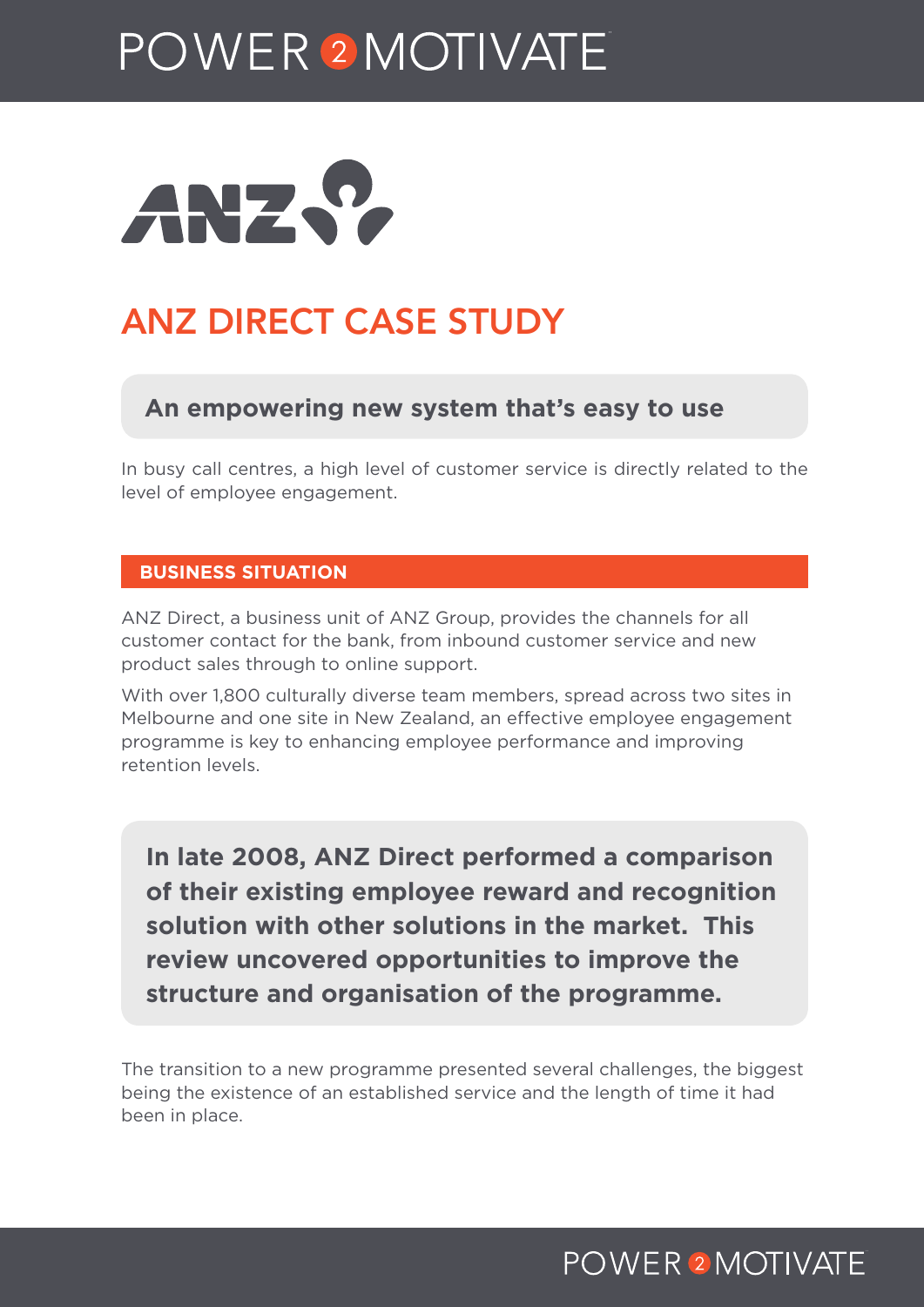# ANZ DIRECT CASE STUDY

## An empowering new system that's easy to use

In busy call centres, a high level of customer service is directly related to the level of employee engagement.

### BUSINESS SITUATION

ANZ Direct, a business unit of ANZ Group, provides the channels for all customer contact for the bank, from inbound customer service and new product sales through to online support.

With over 1,800 culturally diverse team members, spread across two sites in Melbourne and one site in New Zealand, an effective employee engagement programme is key to enhancing employee performance and improving retention levels.

**In late 2008, ANZ Direct performed a comparison of their existing employee reward and recognition solution with other solutions in the market. This review uncovered opportunities to improve the structure and organisation of the programme.**

The transition to a new programme presented several challenges, the biggest being the existence of an established service and the length of time it had been in place.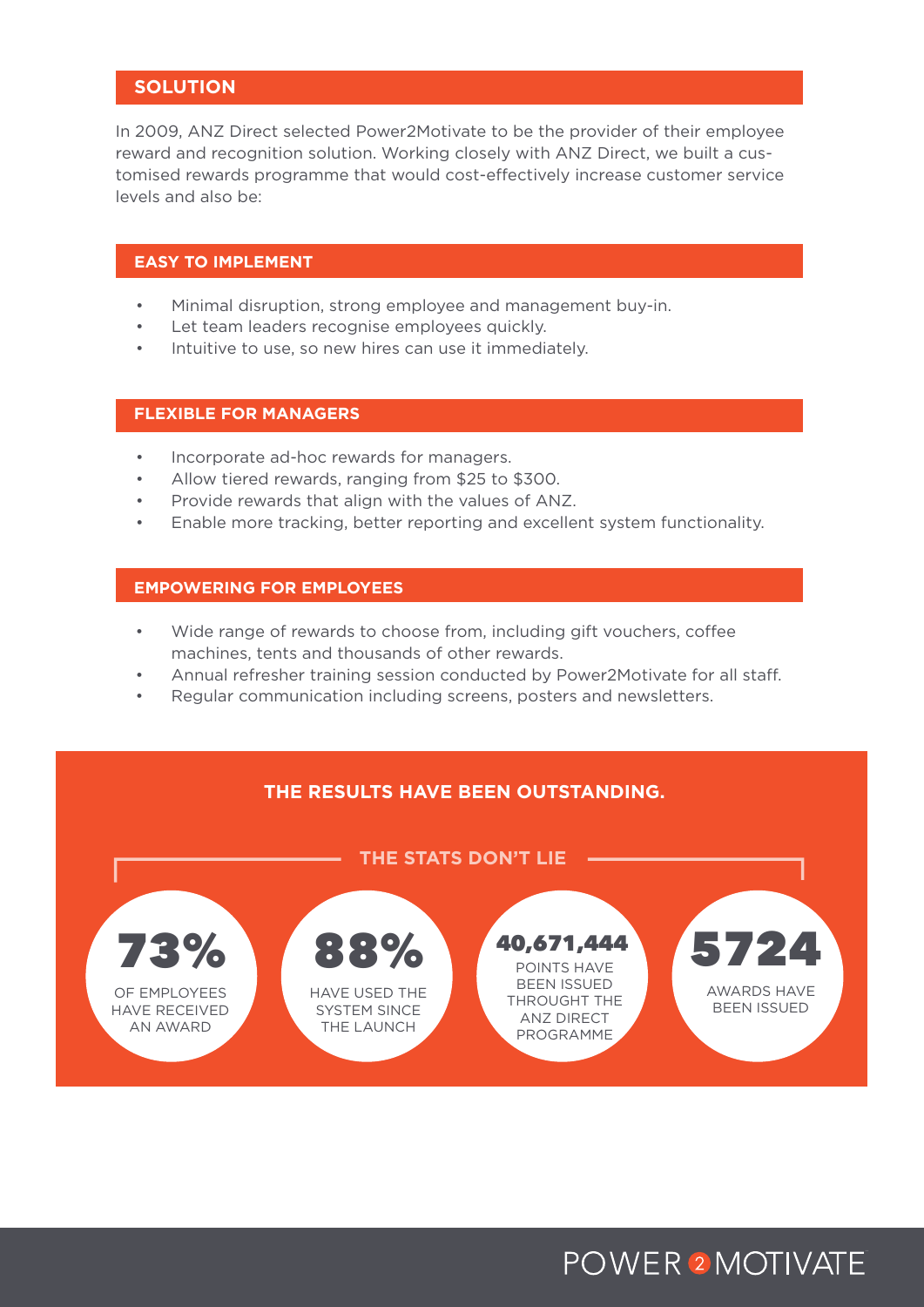## SOLUTION

In 2009, ANZ Direct selected Power2Motivate to be the provider of their employee reward and recognition solution. Working closely with ANZ Direct, we built a customised rewards programme that would cost-effectively increase customer service levels and also be:

### EASY TO IMPLEMENT

- Minimal disruption, strong employee and management buy-in.
- Let team leaders recognise employees quickly.
- Intuitive to use, so new hires can use it immediately.

### FLEXIBLE FOR MANAGERS

- Incorporate ad-hoc rewards for managers.
- Allow tiered rewards, ranging from $25 to $300.
- Provide rewards that align with the values of ANZ.
- Enable more tracking, better reporting and excellent system functionality.

### EMPOWERING FOR EMPLOYEES

- Wide range of rewards to choose from, including gift vouchers, coffee machines, tents and thousands of other rewards.
- Annual refresher training session conducted by Power2Motivate for all staff.
- Regular communication including screens, posters and newsletters.

## THE RESULTS HAVE BEEN OUTSTANDING.

### THE STATS DON'T LIE

**73%** OF EMPLOYEES HAVE RECEIVED AN AWARD

**88%** HAVE USED THE SYSTEM SINCE THE LAUNCH

**40,671,444** POINTS HAVE BEEN ISSUED THROUGHT THE ANZ DIRECT PROGRAMME

**5724** AWARDS HAVE BEEN ISSUED